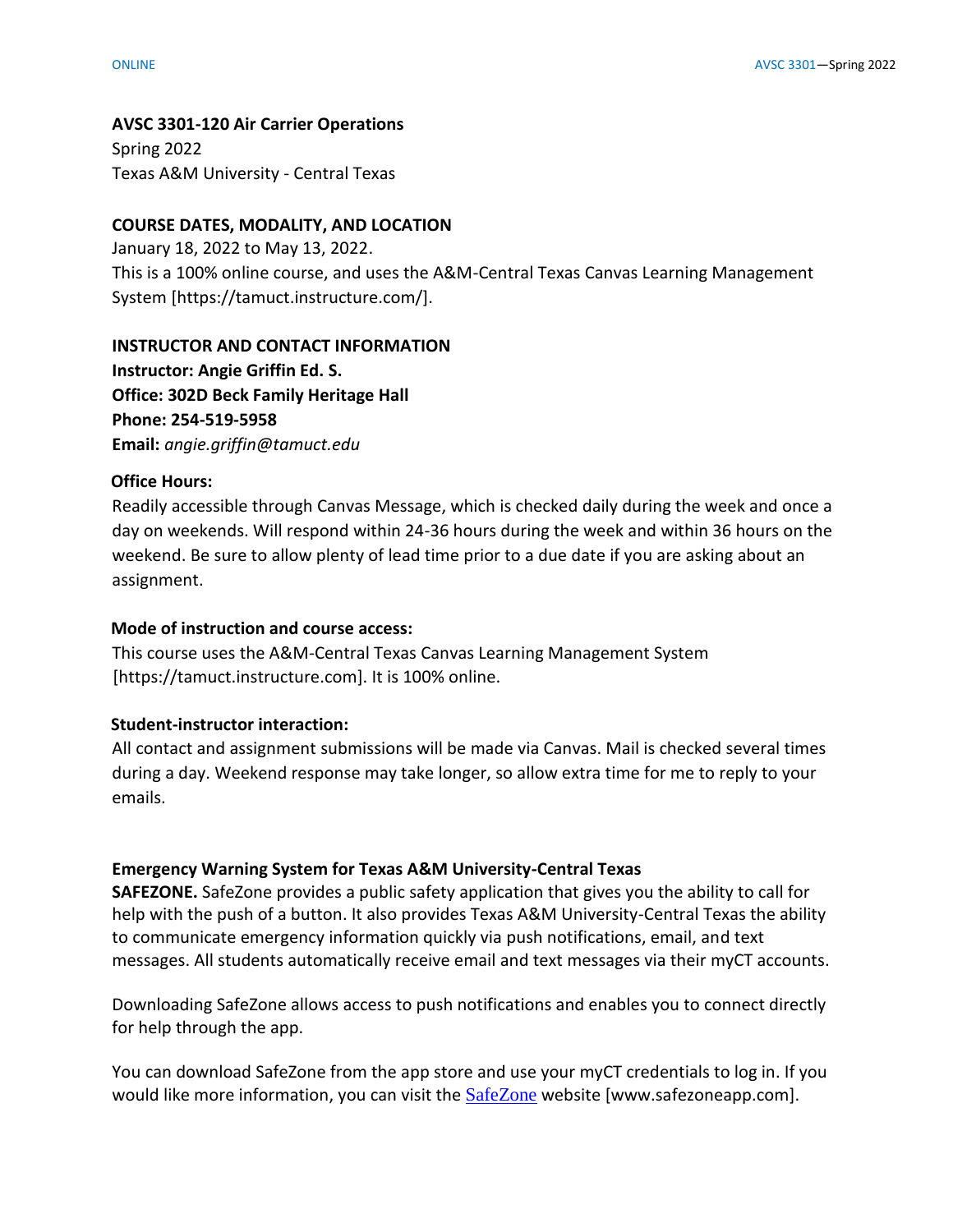**AVSC 3301-120 Air Carrier Operations**
Spring 2022
Texas A&M University - Central Texas

**COURSE DATES, MODALITY, AND LOCATION**
January 18, 2022 to May 13, 2022.
This is a 100% online course, and uses the A&M-Central Texas Canvas Learning Management System [https://tamuct.instructure.com/].

**INSTRUCTOR AND CONTACT INFORMATION**
**Instructor: Angie Griffin Ed. S.**
**Office: 302D Beck Family Heritage Hall**
**Phone: 254-519-5958**
**Email:** *angie.griffin@tamuct.edu*

**Office Hours:**
Readily accessible through Canvas Message, which is checked daily during the week and once a day on weekends. Will respond within 24-36 hours during the week and within 36 hours on the weekend. Be sure to allow plenty of lead time prior to a due date if you are asking about an assignment.

**Mode of instruction and course access:**
This course uses the A&M-Central Texas Canvas Learning Management System [https://tamuct.instructure.com]. It is 100% online.

**Student-instructor interaction:**
All contact and assignment submissions will be made via Canvas. Mail is checked several times during a day. Weekend response may take longer, so allow extra time for me to reply to your emails.

**Emergency Warning System for Texas A&M University-Central Texas**
**SAFEZONE.** SafeZone provides a public safety application that gives you the ability to call for help with the push of a button. It also provides Texas A&M University-Central Texas the ability to communicate emergency information quickly via push notifications, email, and text messages. All students automatically receive email and text messages via their myCT accounts.

Downloading SafeZone allows access to push notifications and enables you to connect directly for help through the app.

You can download SafeZone from the app store and use your myCT credentials to log in. If you would like more information, you can visit the SafeZone website [www.safezoneapp.com].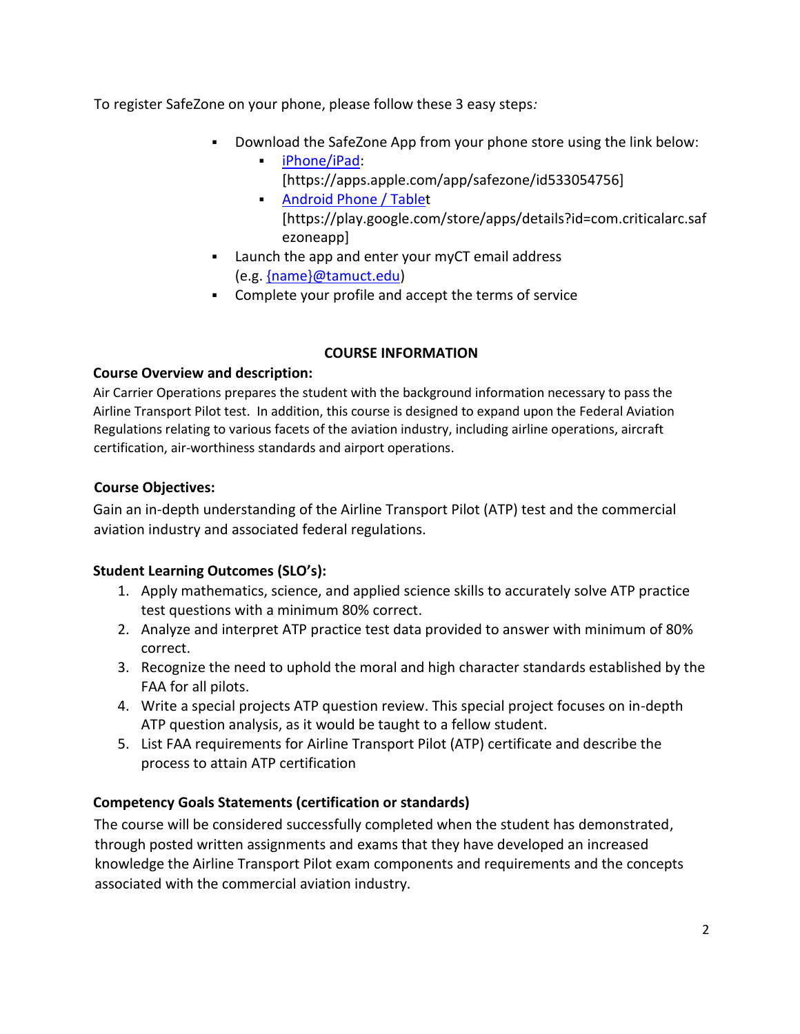To register SafeZone on your phone, please follow these 3 easy steps*:*

- Download the SafeZone App from your phone store using the link below:
  - iPhone/iPad: [https://apps.apple.com/app/safezone/id533054756]
  - Android Phone / Tablet [https://play.google.com/store/apps/details?id=com.criticalarc.safezoneapp]
- Launch the app and enter your myCT email address (e.g. {name}@tamuct.edu)
- Complete your profile and accept the terms of service

## COURSE INFORMATION

### Course Overview and description:

Air Carrier Operations prepares the student with the background information necessary to pass the Airline Transport Pilot test. In addition, this course is designed to expand upon the Federal Aviation Regulations relating to various facets of the aviation industry, including airline operations, aircraft certification, air-worthiness standards and airport operations.

### Course Objectives:

Gain an in-depth understanding of the Airline Transport Pilot (ATP) test and the commercial aviation industry and associated federal regulations.

### Student Learning Outcomes (SLO's):

1. Apply mathematics, science, and applied science skills to accurately solve ATP practice test questions with a minimum 80% correct.
2. Analyze and interpret ATP practice test data provided to answer with minimum of 80% correct.
3. Recognize the need to uphold the moral and high character standards established by the FAA for all pilots.
4. Write a special projects ATP question review. This special project focuses on in-depth ATP question analysis, as it would be taught to a fellow student.
5. List FAA requirements for Airline Transport Pilot (ATP) certificate and describe the process to attain ATP certification

### Competency Goals Statements (certification or standards)

The course will be considered successfully completed when the student has demonstrated, through posted written assignments and exams that they have developed an increased knowledge the Airline Transport Pilot exam components and requirements and the concepts associated with the commercial aviation industry.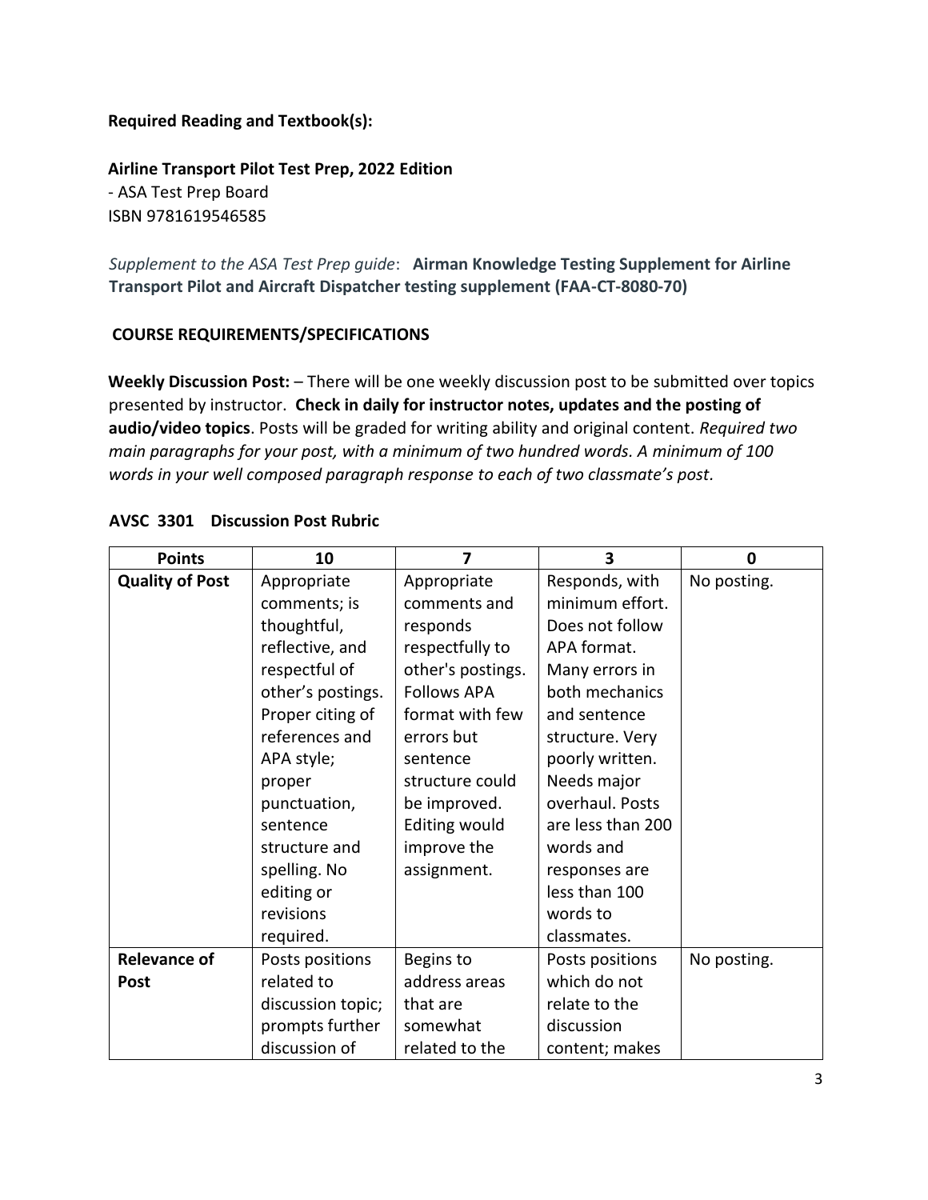**Required Reading and Textbook(s):**

**Airline Transport Pilot Test Prep, 2022 Edition**
- ASA Test Prep Board
ISBN 9781619546585

*Supplement to the ASA Test Prep guide*: **Airman Knowledge Testing Supplement for Airline Transport Pilot and Aircraft Dispatcher testing supplement (FAA-CT-8080-70)**

**COURSE REQUIREMENTS/SPECIFICATIONS**

**Weekly Discussion Post:** – There will be one weekly discussion post to be submitted over topics presented by instructor. **Check in daily for instructor notes, updates and the posting of audio/video topics**. Posts will be graded for writing ability and original content. *Required two main paragraphs for your post, with a minimum of two hundred words. A minimum of 100 words in your well composed paragraph response to each of two classmate's post.*

**AVSC 3301 Discussion Post Rubric**

| Points | 10 | 7 | 3 | 0 |
|---|---|---|---|---|
| **Quality of Post** | Appropriate comments; is thoughtful, reflective, and respectful of other's postings. Proper citing of references and APA style; proper punctuation, sentence structure and spelling. No editing or revisions required. | Appropriate comments and responds respectfully to other's postings. Follows APA format with few errors but sentence structure could be improved. Editing would improve the assignment. | Responds, with minimum effort. Does not follow APA format. Many errors in both mechanics and sentence structure. Very poorly written. Needs major overhaul. Posts are less than 200 words and responses are less than 100 words to classmates. | No posting. |
| **Relevance of Post** | Posts positions related to discussion topic; prompts further discussion of | Begins to address areas that are somewhat related to the | Posts positions which do not relate to the discussion content; makes | No posting. |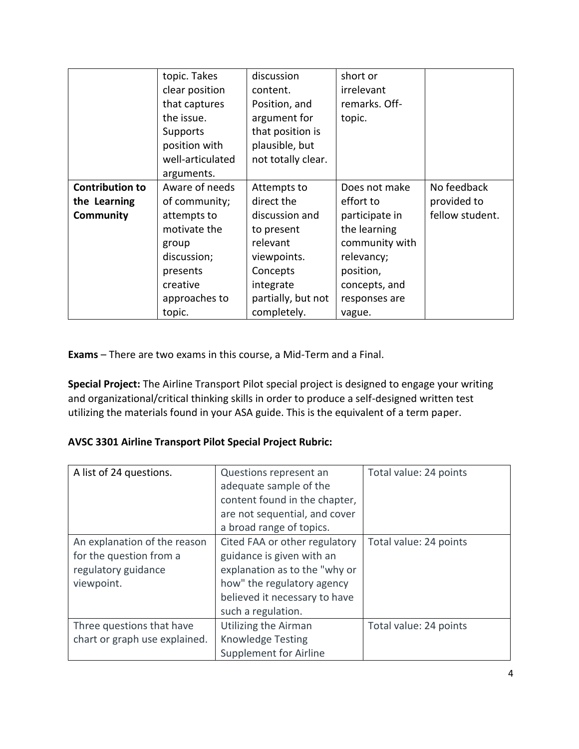|  | topic. Takes clear position that captures the issue. Supports position with well-articulated arguments. | discussion content. Position, and argument for that position is plausible, but not totally clear. | short or irrelevant remarks. Off-topic. |  |
| --- | --- | --- | --- | --- |
| **Contribution to the Learning Community** | Aware of needs of community; attempts to motivate the group discussion; presents creative approaches to topic. | Attempts to direct the discussion and to present relevant viewpoints. Concepts integrate partially, but not completely. | Does not make effort to participate in the learning community with relevancy; position, concepts, and responses are vague. | No feedback provided to fellow student. |

**Exams** – There are two exams in this course, a Mid-Term and a Final.

**Special Project:** The Airline Transport Pilot special project is designed to engage your writing and organizational/critical thinking skills in order to produce a self-designed written test utilizing the materials found in your ASA guide. This is the equivalent of a term paper.

**AVSC 3301 Airline Transport Pilot Special Project Rubric:**

| A list of 24 questions. | Questions represent an adequate sample of the content found in the chapter, are not sequential, and cover a broad range of topics. | Total value: 24 points |
| --- | --- | --- |
| An explanation of the reason for the question from a regulatory guidance viewpoint. | Cited FAA or other regulatory guidance is given with an explanation as to the "why or how" the regulatory agency believed it necessary to have such a regulation. | Total value: 24 points |
| Three questions that have chart or graph use explained. | Utilizing the Airman Knowledge Testing Supplement for Airline | Total value: 24 points |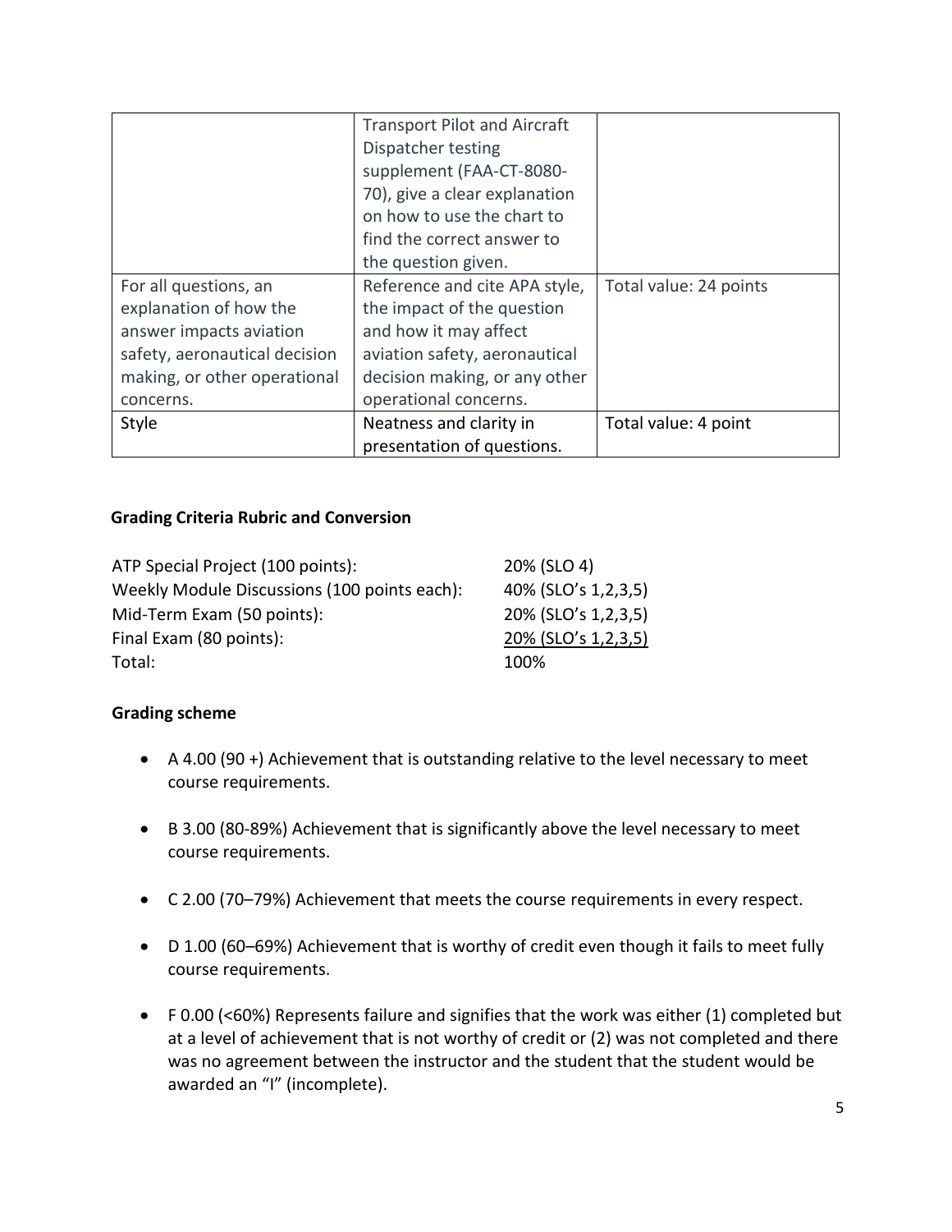|  |  |  |
| --- | --- | --- |
|  | Transport Pilot and Aircraft Dispatcher testing supplement (FAA-CT-8080-70), give a clear explanation on how to use the chart to find the correct answer to the question given. |  |
| For all questions, an explanation of how the answer impacts aviation safety, aeronautical decision making, or other operational concerns. | Reference and cite APA style, the impact of the question and how it may affect aviation safety, aeronautical decision making, or any other operational concerns. | Total value: 24 points |
| Style | Neatness and clarity in presentation of questions. | Total value: 4 point |

**Grading Criteria Rubric and Conversion**

| | |
| --- | --- |
| ATP Special Project (100 points): | 20% (SLO 4) |
| Weekly Module Discussions (100 points each): | 40% (SLO's 1,2,3,5) |
| Mid-Term Exam (50 points): | 20% (SLO's 1,2,3,5) |
| Final Exam (80 points): | 20% (SLO's 1,2,3,5) |
| Total: | 100% |

**Grading scheme**

- A 4.00 (90 +) Achievement that is outstanding relative to the level necessary to meet course requirements.
- B 3.00 (80-89%) Achievement that is significantly above the level necessary to meet course requirements.
- C 2.00 (70–79%) Achievement that meets the course requirements in every respect.
- D 1.00 (60–69%) Achievement that is worthy of credit even though it fails to meet fully course requirements.
- F 0.00 (<60%) Represents failure and signifies that the work was either (1) completed but at a level of achievement that is not worthy of credit or (2) was not completed and there was no agreement between the instructor and the student that the student would be awarded an "I" (incomplete).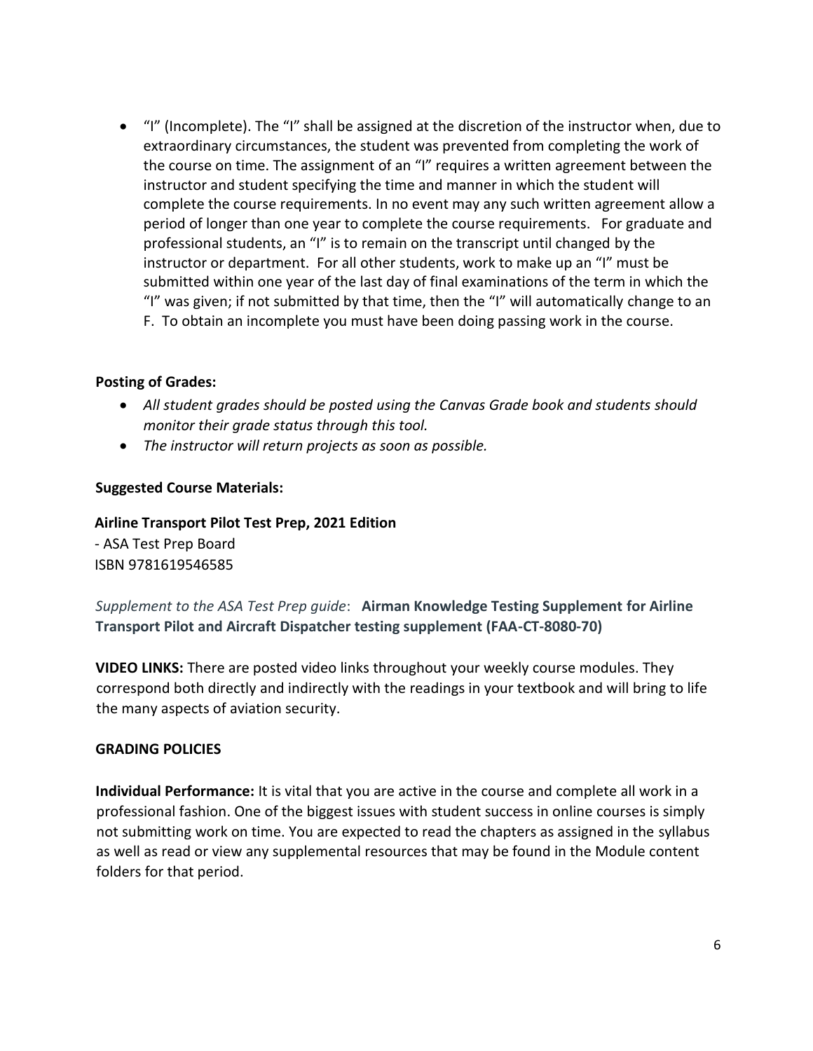- "I" (Incomplete). The "I" shall be assigned at the discretion of the instructor when, due to extraordinary circumstances, the student was prevented from completing the work of the course on time. The assignment of an "I" requires a written agreement between the instructor and student specifying the time and manner in which the student will complete the course requirements. In no event may any such written agreement allow a period of longer than one year to complete the course requirements. For graduate and professional students, an "I" is to remain on the transcript until changed by the instructor or department. For all other students, work to make up an "I" must be submitted within one year of the last day of final examinations of the term in which the "I" was given; if not submitted by that time, then the "I" will automatically change to an F. To obtain an incomplete you must have been doing passing work in the course.

**Posting of Grades:**

- *All student grades should be posted using the Canvas Grade book and students should monitor their grade status through this tool.*
- *The instructor will return projects as soon as possible.*

**Suggested Course Materials:**

**Airline Transport Pilot Test Prep, 2021 Edition**
- ASA Test Prep Board
ISBN 9781619546585

*Supplement to the ASA Test Prep guide*: **Airman Knowledge Testing Supplement for Airline Transport Pilot and Aircraft Dispatcher testing supplement (FAA-CT-8080-70)**

**VIDEO LINKS:** There are posted video links throughout your weekly course modules. They correspond both directly and indirectly with the readings in your textbook and will bring to life the many aspects of aviation security.

**GRADING POLICIES**

**Individual Performance:** It is vital that you are active in the course and complete all work in a professional fashion. One of the biggest issues with student success in online courses is simply not submitting work on time. You are expected to read the chapters as assigned in the syllabus as well as read or view any supplemental resources that may be found in the Module content folders for that period.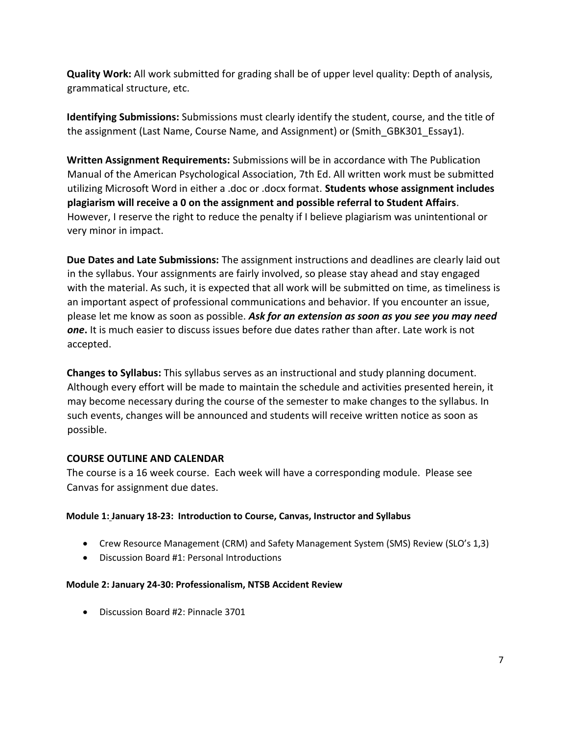**Quality Work:** All work submitted for grading shall be of upper level quality: Depth of analysis, grammatical structure, etc.

**Identifying Submissions:** Submissions must clearly identify the student, course, and the title of the assignment (Last Name, Course Name, and Assignment) or (Smith_GBK301_Essay1).

**Written Assignment Requirements:** Submissions will be in accordance with The Publication Manual of the American Psychological Association, 7th Ed. All written work must be submitted utilizing Microsoft Word in either a .doc or .docx format. **Students whose assignment includes plagiarism will receive a 0 on the assignment and possible referral to Student Affairs**. However, I reserve the right to reduce the penalty if I believe plagiarism was unintentional or very minor in impact.

**Due Dates and Late Submissions:** The assignment instructions and deadlines are clearly laid out in the syllabus. Your assignments are fairly involved, so please stay ahead and stay engaged with the material. As such, it is expected that all work will be submitted on time, as timeliness is an important aspect of professional communications and behavior. If you encounter an issue, please let me know as soon as possible. ***Ask for an extension as soon as you see you may need one*.** It is much easier to discuss issues before due dates rather than after. Late work is not accepted.

**Changes to Syllabus:** This syllabus serves as an instructional and study planning document. Although every effort will be made to maintain the schedule and activities presented herein, it may become necessary during the course of the semester to make changes to the syllabus. In such events, changes will be announced and students will receive written notice as soon as possible.

## COURSE OUTLINE AND CALENDAR

The course is a 16 week course. Each week will have a corresponding module. Please see Canvas for assignment due dates.

#### Module 1: January 18-23: Introduction to Course, Canvas, Instructor and Syllabus

- Crew Resource Management (CRM) and Safety Management System (SMS) Review (SLO's 1,3)
- Discussion Board #1: Personal Introductions

#### Module 2: January 24-30: Professionalism, NTSB Accident Review

- Discussion Board #2: Pinnacle 3701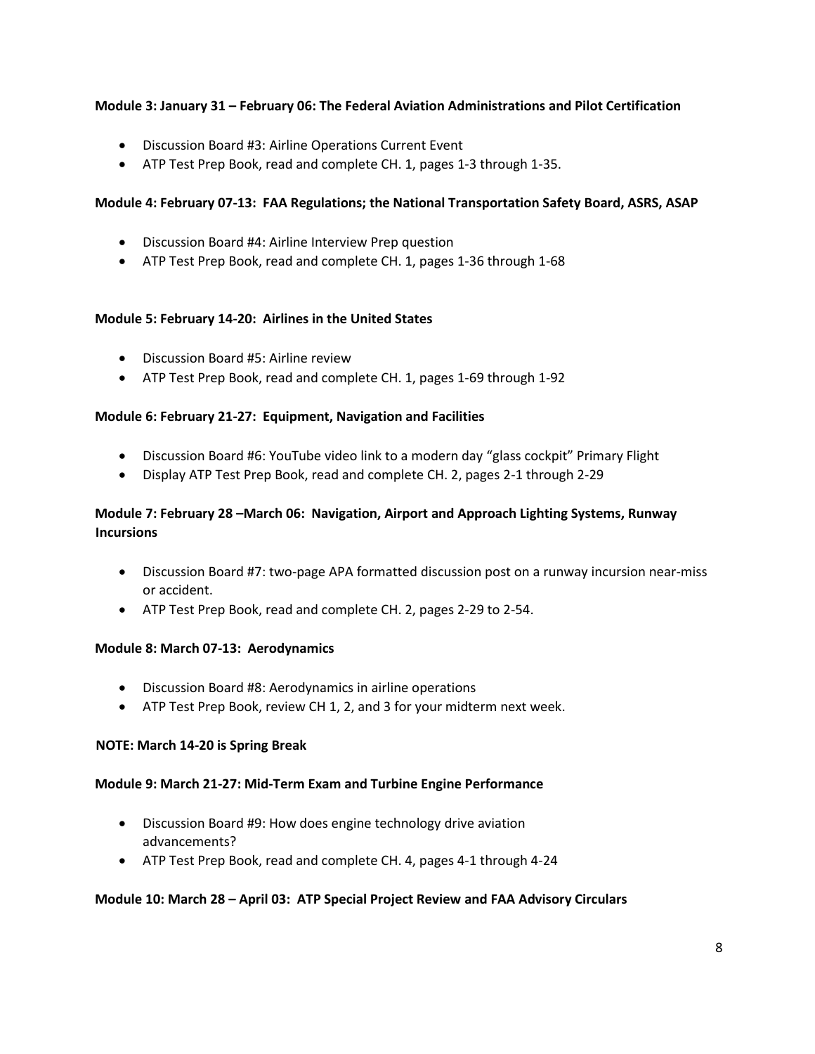**Module 3: January 31 – February 06: The Federal Aviation Administrations and Pilot Certification**

- Discussion Board #3: Airline Operations Current Event
- ATP Test Prep Book, read and complete CH. 1, pages 1-3 through 1-35.

**Module 4: February 07-13: FAA Regulations; the National Transportation Safety Board, ASRS, ASAP**

- Discussion Board #4: Airline Interview Prep question
- ATP Test Prep Book, read and complete CH. 1, pages 1-36 through 1-68

**Module 5: February 14-20: Airlines in the United States**

- Discussion Board #5: Airline review
- ATP Test Prep Book, read and complete CH. 1, pages 1-69 through 1-92

**Module 6: February 21-27: Equipment, Navigation and Facilities**

- Discussion Board #6: YouTube video link to a modern day "glass cockpit" Primary Flight
- Display ATP Test Prep Book, read and complete CH. 2, pages 2-1 through 2-29

**Module 7: February 28 –March 06: Navigation, Airport and Approach Lighting Systems, Runway Incursions**

- Discussion Board #7: two-page APA formatted discussion post on a runway incursion near-miss or accident.
- ATP Test Prep Book, read and complete CH. 2, pages 2-29 to 2-54.

**Module 8: March 07-13: Aerodynamics**

- Discussion Board #8: Aerodynamics in airline operations
- ATP Test Prep Book, review CH 1, 2, and 3 for your midterm next week.

**NOTE: March 14-20 is Spring Break**

**Module 9: March 21-27: Mid-Term Exam and Turbine Engine Performance**

- Discussion Board #9: How does engine technology drive aviation advancements?
- ATP Test Prep Book, read and complete CH. 4, pages 4-1 through 4-24

**Module 10: March 28 – April 03: ATP Special Project Review and FAA Advisory Circulars**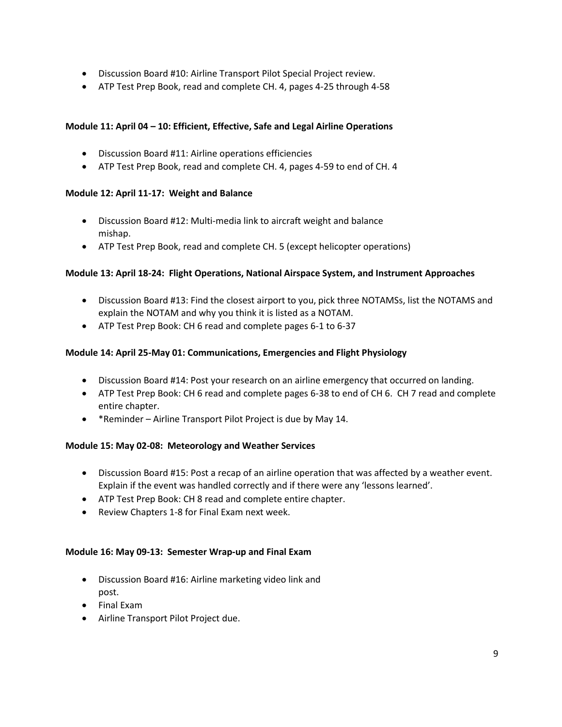- Discussion Board #10: Airline Transport Pilot Special Project review.
- ATP Test Prep Book, read and complete CH. 4, pages 4-25 through 4-58

**Module 11: April 04 – 10: Efficient, Effective, Safe and Legal Airline Operations**

- Discussion Board #11: Airline operations efficiencies
- ATP Test Prep Book, read and complete CH. 4, pages 4-59 to end of CH. 4

**Module 12: April 11-17: Weight and Balance**

- Discussion Board #12: Multi-media link to aircraft weight and balance mishap.
- ATP Test Prep Book, read and complete CH. 5 (except helicopter operations)

**Module 13: April 18-24: Flight Operations, National Airspace System, and Instrument Approaches**

- Discussion Board #13: Find the closest airport to you, pick three NOTAMSs, list the NOTAMS and explain the NOTAM and why you think it is listed as a NOTAM.
- ATP Test Prep Book: CH 6 read and complete pages 6-1 to 6-37

**Module 14: April 25-May 01: Communications, Emergencies and Flight Physiology**

- Discussion Board #14: Post your research on an airline emergency that occurred on landing.
- ATP Test Prep Book: CH 6 read and complete pages 6-38 to end of CH 6. CH 7 read and complete entire chapter.
- *Reminder – Airline Transport Pilot Project is due by May 14.

**Module 15: May 02-08: Meteorology and Weather Services**

- Discussion Board #15: Post a recap of an airline operation that was affected by a weather event. Explain if the event was handled correctly and if there were any 'lessons learned'.
- ATP Test Prep Book: CH 8 read and complete entire chapter.
- Review Chapters 1-8 for Final Exam next week.

**Module 16: May 09-13: Semester Wrap-up and Final Exam**

- Discussion Board #16: Airline marketing video link and post.
- Final Exam
- Airline Transport Pilot Project due.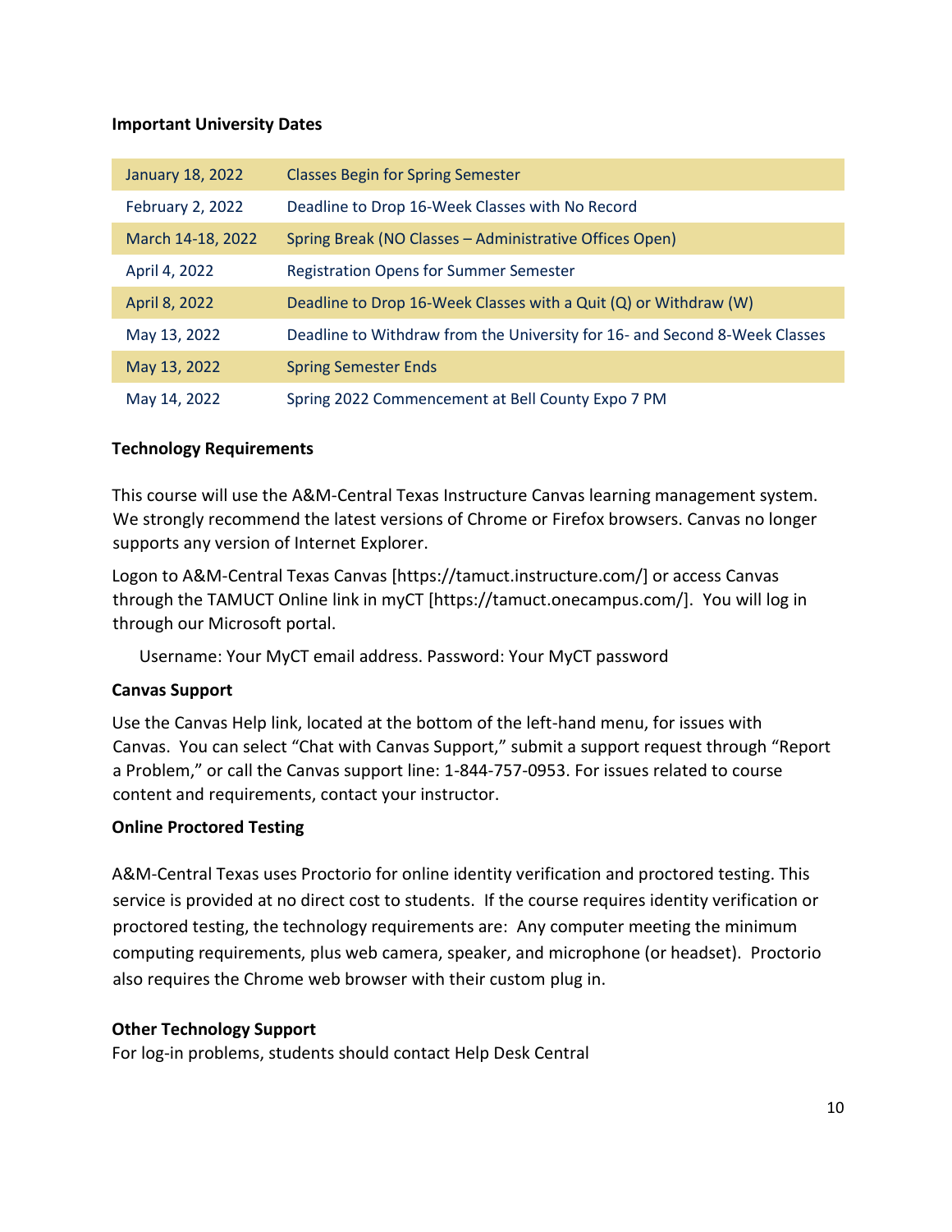**Important University Dates**

| | |
|---|---|
| January 18, 2022 | Classes Begin for Spring Semester |
| February 2, 2022 | Deadline to Drop 16-Week Classes with No Record |
| March 14-18, 2022 | Spring Break (NO Classes – Administrative Offices Open) |
| April 4, 2022 | Registration Opens for Summer Semester |
| April 8, 2022 | Deadline to Drop 16-Week Classes with a Quit (Q) or Withdraw (W) |
| May 13, 2022 | Deadline to Withdraw from the University for 16- and Second 8-Week Classes |
| May 13, 2022 | Spring Semester Ends |
| May 14, 2022 | Spring 2022 Commencement at Bell County Expo 7 PM |

**Technology Requirements**

This course will use the A&M-Central Texas Instructure Canvas learning management system. We strongly recommend the latest versions of Chrome or Firefox browsers. Canvas no longer supports any version of Internet Explorer.

Logon to A&M-Central Texas Canvas [https://tamuct.instructure.com/] or access Canvas through the TAMUCT Online link in myCT [https://tamuct.onecampus.com/]. You will log in through our Microsoft portal.

Username: Your MyCT email address. Password: Your MyCT password

**Canvas Support**

Use the Canvas Help link, located at the bottom of the left-hand menu, for issues with Canvas. You can select "Chat with Canvas Support," submit a support request through "Report a Problem," or call the Canvas support line: 1-844-757-0953. For issues related to course content and requirements, contact your instructor.

**Online Proctored Testing**

A&M-Central Texas uses Proctorio for online identity verification and proctored testing. This service is provided at no direct cost to students. If the course requires identity verification or proctored testing, the technology requirements are: Any computer meeting the minimum computing requirements, plus web camera, speaker, and microphone (or headset). Proctorio also requires the Chrome web browser with their custom plug in.

**Other Technology Support**

For log-in problems, students should contact Help Desk Central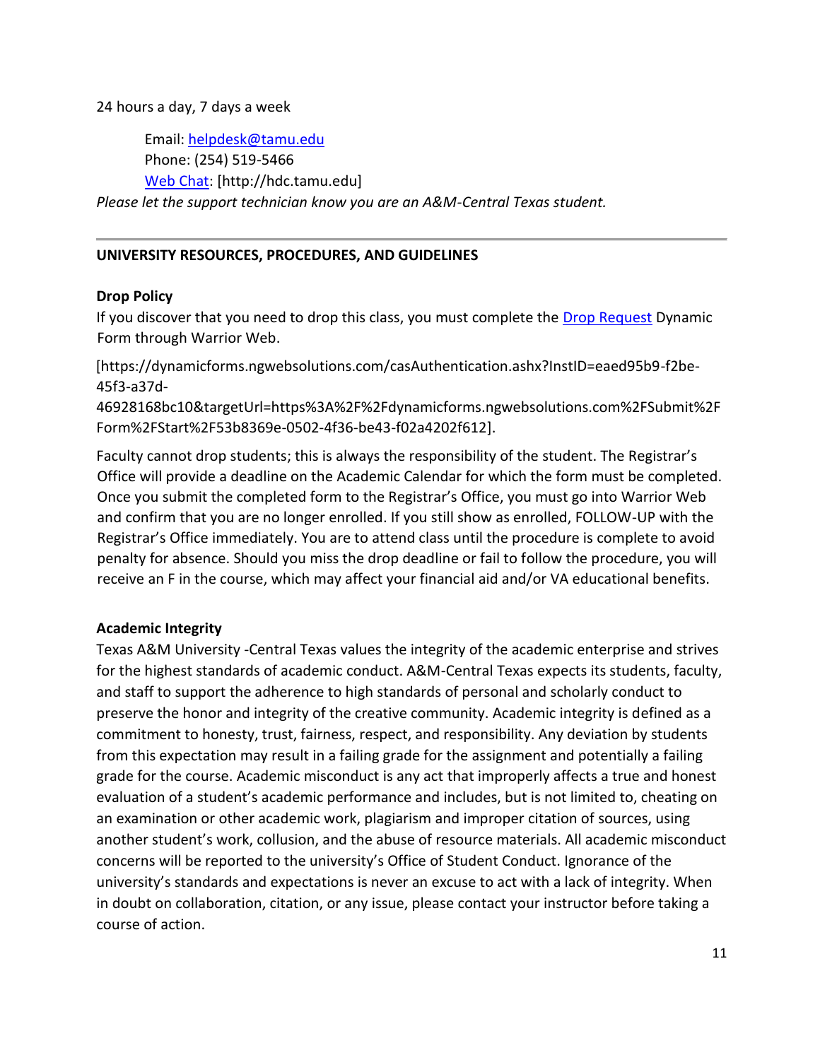24 hours a day, 7 days a week

Email: helpdesk@tamu.edu
Phone: (254) 519-5466
Web Chat: [http://hdc.tamu.edu]

*Please let the support technician know you are an A&M-Central Texas student.*

---

**UNIVERSITY RESOURCES, PROCEDURES, AND GUIDELINES**

**Drop Policy**

If you discover that you need to drop this class, you must complete the Drop Request Dynamic Form through Warrior Web.

[https://dynamicforms.ngwebsolutions.com/casAuthentication.ashx?InstID=eaed95b9-f2be-45f3-a37d-46928168bc10&targetUrl=https%3A%2F%2Fdynamicforms.ngwebsolutions.com%2FSubmit%2FForm%2FStart%2F53b8369e-0502-4f36-be43-f02a4202f612].

Faculty cannot drop students; this is always the responsibility of the student. The Registrar's Office will provide a deadline on the Academic Calendar for which the form must be completed. Once you submit the completed form to the Registrar's Office, you must go into Warrior Web and confirm that you are no longer enrolled. If you still show as enrolled, FOLLOW-UP with the Registrar's Office immediately. You are to attend class until the procedure is complete to avoid penalty for absence. Should you miss the drop deadline or fail to follow the procedure, you will receive an F in the course, which may affect your financial aid and/or VA educational benefits.

**Academic Integrity**

Texas A&M University -Central Texas values the integrity of the academic enterprise and strives for the highest standards of academic conduct. A&M-Central Texas expects its students, faculty, and staff to support the adherence to high standards of personal and scholarly conduct to preserve the honor and integrity of the creative community. Academic integrity is defined as a commitment to honesty, trust, fairness, respect, and responsibility. Any deviation by students from this expectation may result in a failing grade for the assignment and potentially a failing grade for the course. Academic misconduct is any act that improperly affects a true and honest evaluation of a student's academic performance and includes, but is not limited to, cheating on an examination or other academic work, plagiarism and improper citation of sources, using another student's work, collusion, and the abuse of resource materials. All academic misconduct concerns will be reported to the university's Office of Student Conduct. Ignorance of the university's standards and expectations is never an excuse to act with a lack of integrity. When in doubt on collaboration, citation, or any issue, please contact your instructor before taking a course of action.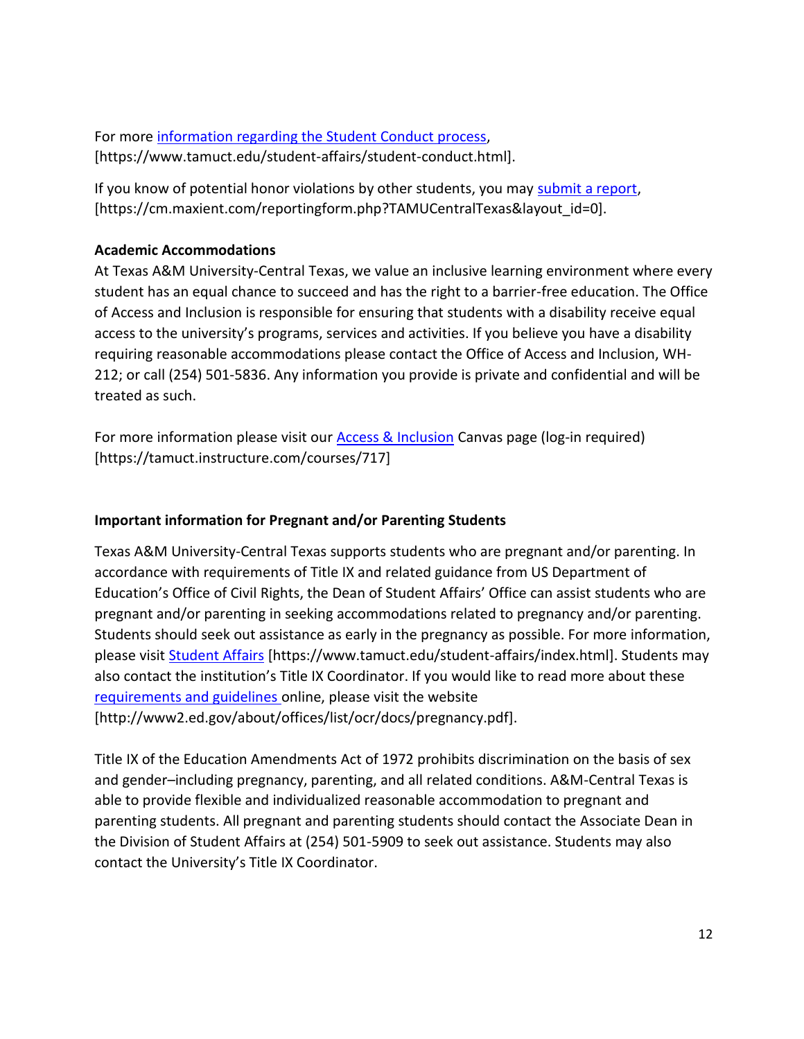For more information regarding the Student Conduct process, [https://www.tamuct.edu/student-affairs/student-conduct.html].

If you know of potential honor violations by other students, you may submit a report, [https://cm.maxient.com/reportingform.php?TAMUCentralTexas&layout_id=0].

**Academic Accommodations**

At Texas A&M University-Central Texas, we value an inclusive learning environment where every student has an equal chance to succeed and has the right to a barrier-free education. The Office of Access and Inclusion is responsible for ensuring that students with a disability receive equal access to the university's programs, services and activities. If you believe you have a disability requiring reasonable accommodations please contact the Office of Access and Inclusion, WH-212; or call (254) 501-5836. Any information you provide is private and confidential and will be treated as such.

For more information please visit our Access & Inclusion Canvas page (log-in required) [https://tamuct.instructure.com/courses/717]

**Important information for Pregnant and/or Parenting Students**

Texas A&M University-Central Texas supports students who are pregnant and/or parenting. In accordance with requirements of Title IX and related guidance from US Department of Education's Office of Civil Rights, the Dean of Student Affairs' Office can assist students who are pregnant and/or parenting in seeking accommodations related to pregnancy and/or parenting. Students should seek out assistance as early in the pregnancy as possible. For more information, please visit Student Affairs [https://www.tamuct.edu/student-affairs/index.html]. Students may also contact the institution's Title IX Coordinator. If you would like to read more about these requirements and guidelines online, please visit the website [http://www2.ed.gov/about/offices/list/ocr/docs/pregnancy.pdf].

Title IX of the Education Amendments Act of 1972 prohibits discrimination on the basis of sex and gender–including pregnancy, parenting, and all related conditions. A&M-Central Texas is able to provide flexible and individualized reasonable accommodation to pregnant and parenting students. All pregnant and parenting students should contact the Associate Dean in the Division of Student Affairs at (254) 501-5909 to seek out assistance. Students may also contact the University's Title IX Coordinator.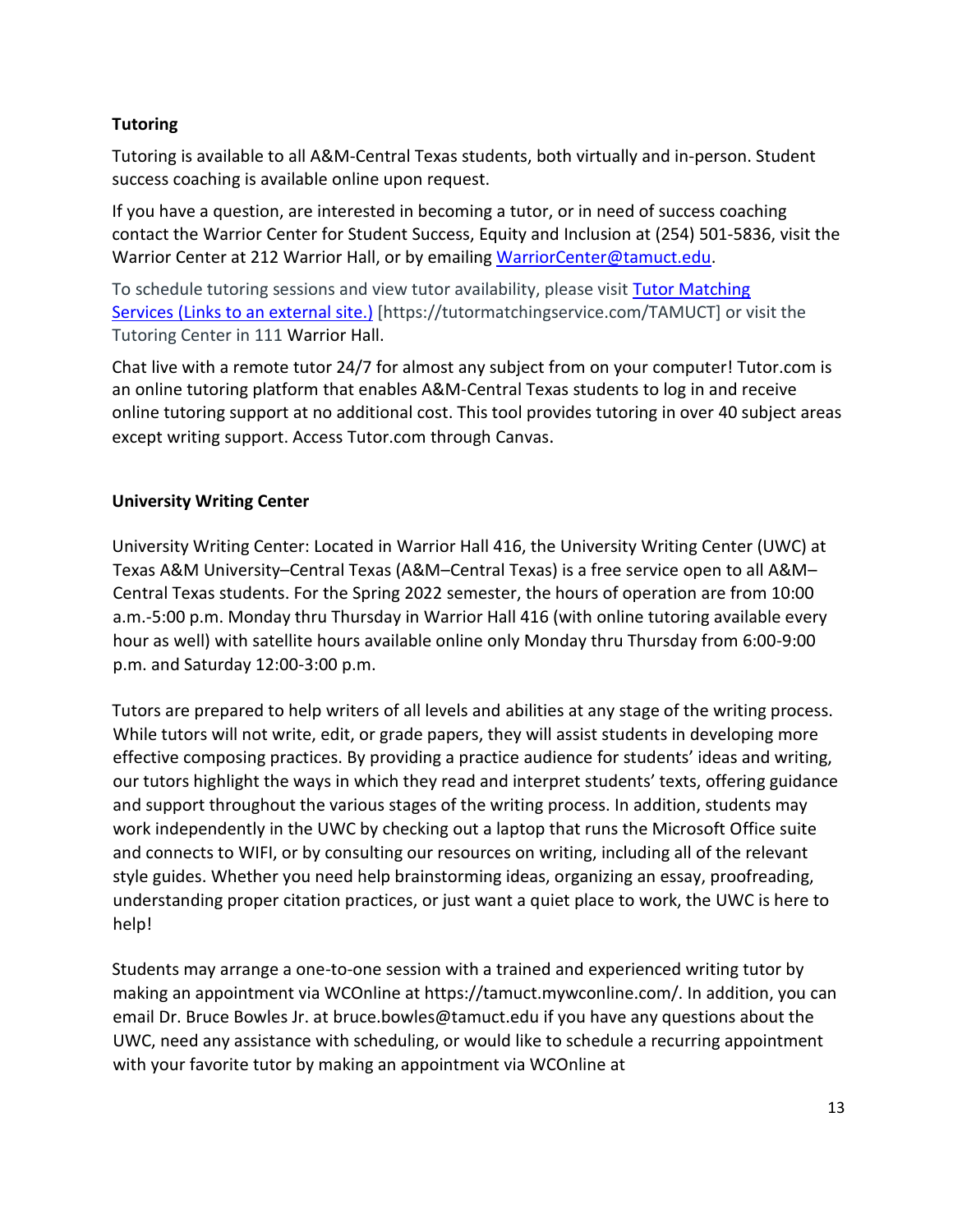**Tutoring**

Tutoring is available to all A&M-Central Texas students, both virtually and in-person. Student success coaching is available online upon request.

If you have a question, are interested in becoming a tutor, or in need of success coaching contact the Warrior Center for Student Success, Equity and Inclusion at (254) 501-5836, visit the Warrior Center at 212 Warrior Hall, or by emailing [WarriorCenter@tamuct.edu](mailto:WarriorCenter@tamuct.edu).

To schedule tutoring sessions and view tutor availability, please visit [Tutor Matching Services (Links to an external site.)](https://tutormatchingservice.com/TAMUCT) [https://tutormatchingservice.com/TAMUCT] or visit the Tutoring Center in 111 Warrior Hall.

Chat live with a remote tutor 24/7 for almost any subject from on your computer! Tutor.com is an online tutoring platform that enables A&M-Central Texas students to log in and receive online tutoring support at no additional cost. This tool provides tutoring in over 40 subject areas except writing support. Access Tutor.com through Canvas.

**University Writing Center**

University Writing Center: Located in Warrior Hall 416, the University Writing Center (UWC) at Texas A&M University–Central Texas (A&M–Central Texas) is a free service open to all A&M–Central Texas students. For the Spring 2022 semester, the hours of operation are from 10:00 a.m.-5:00 p.m. Monday thru Thursday in Warrior Hall 416 (with online tutoring available every hour as well) with satellite hours available online only Monday thru Thursday from 6:00-9:00 p.m. and Saturday 12:00-3:00 p.m.

Tutors are prepared to help writers of all levels and abilities at any stage of the writing process. While tutors will not write, edit, or grade papers, they will assist students in developing more effective composing practices. By providing a practice audience for students' ideas and writing, our tutors highlight the ways in which they read and interpret students' texts, offering guidance and support throughout the various stages of the writing process. In addition, students may work independently in the UWC by checking out a laptop that runs the Microsoft Office suite and connects to WIFI, or by consulting our resources on writing, including all of the relevant style guides. Whether you need help brainstorming ideas, organizing an essay, proofreading, understanding proper citation practices, or just want a quiet place to work, the UWC is here to help!

Students may arrange a one-to-one session with a trained and experienced writing tutor by making an appointment via WCOnline at https://tamuct.mywconline.com/. In addition, you can email Dr. Bruce Bowles Jr. at bruce.bowles@tamuct.edu if you have any questions about the UWC, need any assistance with scheduling, or would like to schedule a recurring appointment with your favorite tutor by making an appointment via WCOnline at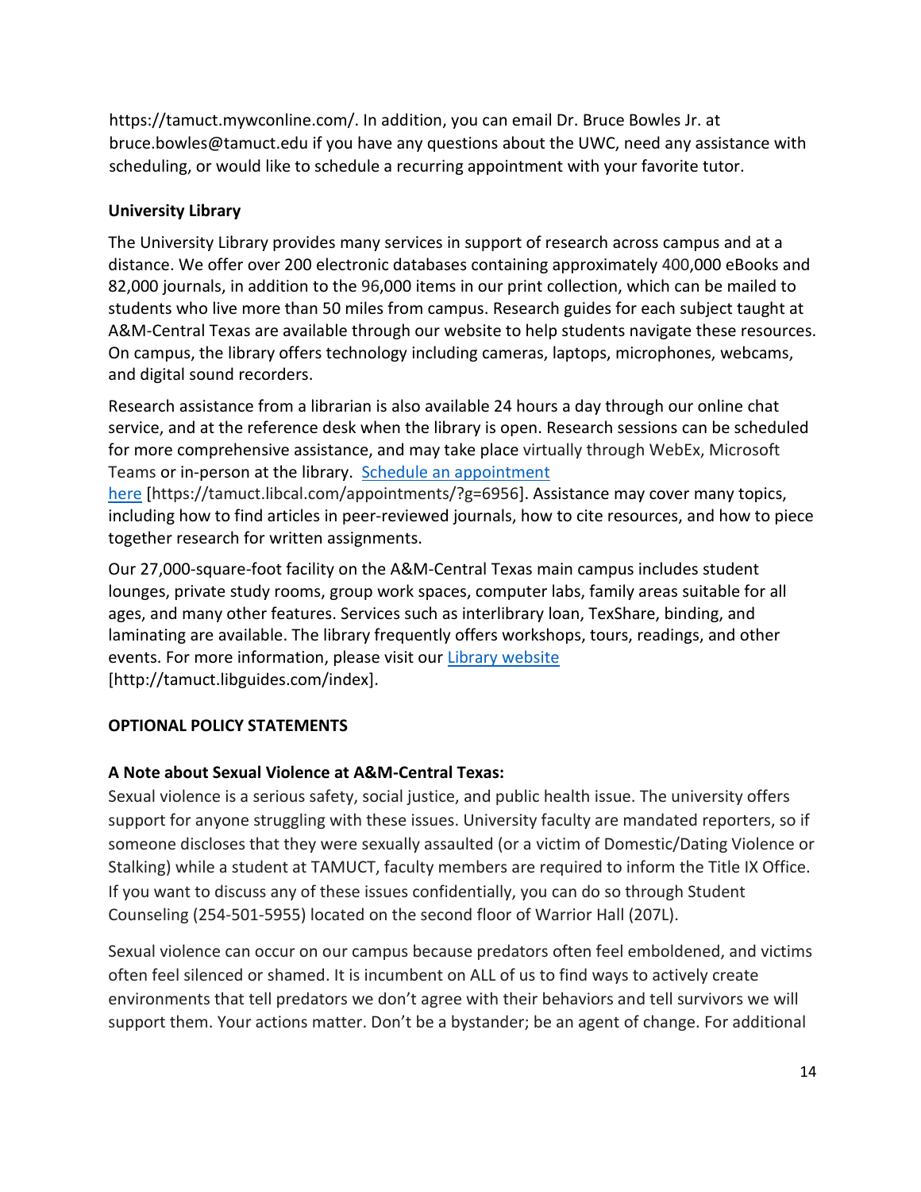https://tamuct.mywconline.com/. In addition, you can email Dr. Bruce Bowles Jr. at bruce.bowles@tamuct.edu if you have any questions about the UWC, need any assistance with scheduling, or would like to schedule a recurring appointment with your favorite tutor.

**University Library**

The University Library provides many services in support of research across campus and at a distance. We offer over 200 electronic databases containing approximately 400,000 eBooks and 82,000 journals, in addition to the 96,000 items in our print collection, which can be mailed to students who live more than 50 miles from campus. Research guides for each subject taught at A&M-Central Texas are available through our website to help students navigate these resources. On campus, the library offers technology including cameras, laptops, microphones, webcams, and digital sound recorders.

Research assistance from a librarian is also available 24 hours a day through our online chat service, and at the reference desk when the library is open. Research sessions can be scheduled for more comprehensive assistance, and may take place virtually through WebEx, Microsoft Teams or in-person at the library. [Schedule an appointment here](https://tamuct.libcal.com/appointments/?g=6956) [https://tamuct.libcal.com/appointments/?g=6956]. Assistance may cover many topics, including how to find articles in peer-reviewed journals, how to cite resources, and how to piece together research for written assignments.

Our 27,000-square-foot facility on the A&M-Central Texas main campus includes student lounges, private study rooms, group work spaces, computer labs, family areas suitable for all ages, and many other features. Services such as interlibrary loan, TexShare, binding, and laminating are available. The library frequently offers workshops, tours, readings, and other events. For more information, please visit our [Library website](http://tamuct.libguides.com/index) [http://tamuct.libguides.com/index].

## OPTIONAL POLICY STATEMENTS

**A Note about Sexual Violence at A&M-Central Texas:**

Sexual violence is a serious safety, social justice, and public health issue. The university offers support for anyone struggling with these issues. University faculty are mandated reporters, so if someone discloses that they were sexually assaulted (or a victim of Domestic/Dating Violence or Stalking) while a student at TAMUCT, faculty members are required to inform the Title IX Office. If you want to discuss any of these issues confidentially, you can do so through Student Counseling (254-501-5955) located on the second floor of Warrior Hall (207L).

Sexual violence can occur on our campus because predators often feel emboldened, and victims often feel silenced or shamed. It is incumbent on ALL of us to find ways to actively create environments that tell predators we don't agree with their behaviors and tell survivors we will support them. Your actions matter. Don't be a bystander; be an agent of change. For additional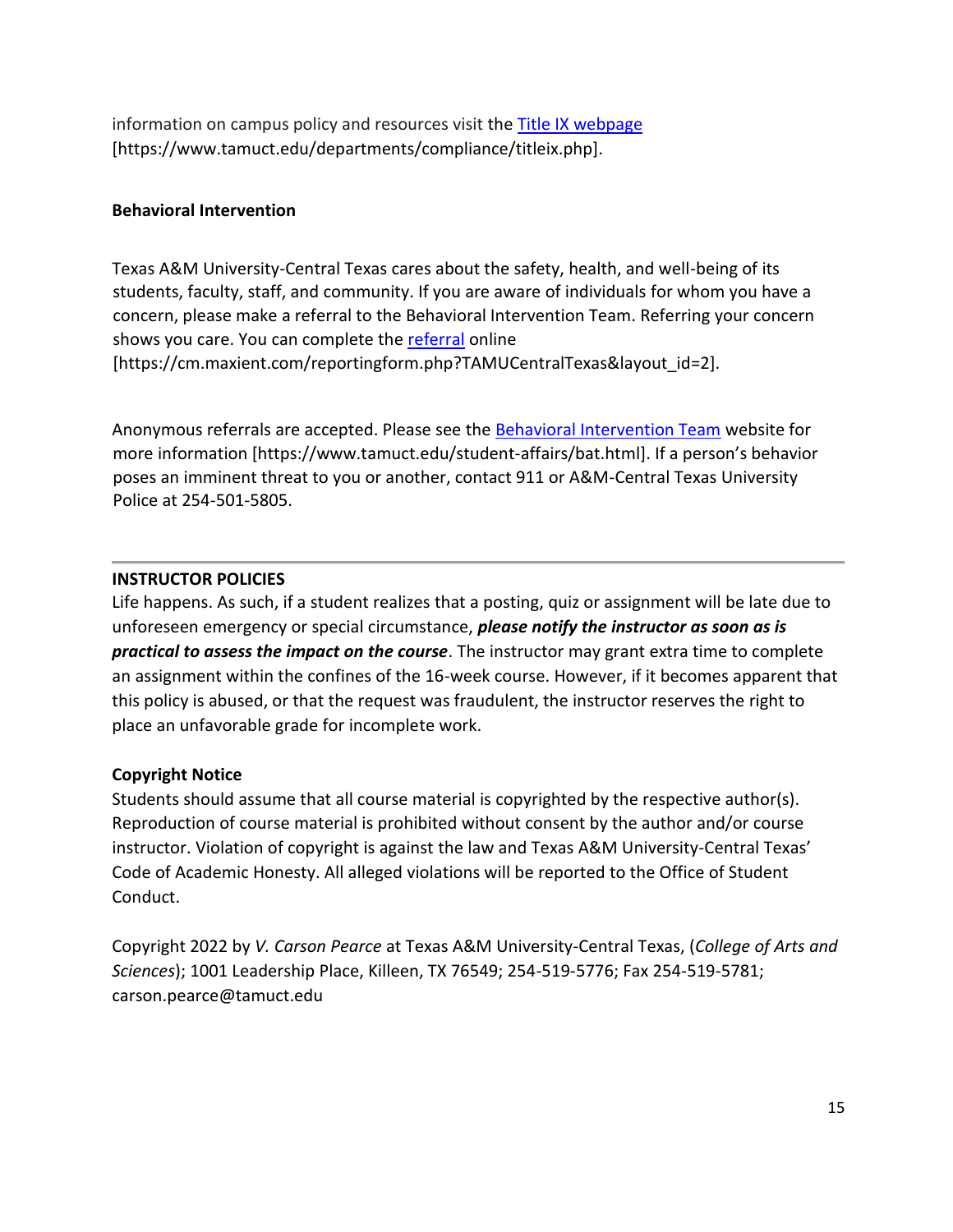information on campus policy and resources visit the [Title IX webpage](https://www.tamuct.edu/departments/compliance/titleix.php) [https://www.tamuct.edu/departments/compliance/titleix.php].

**Behavioral Intervention**

Texas A&M University-Central Texas cares about the safety, health, and well-being of its students, faculty, staff, and community. If you are aware of individuals for whom you have a concern, please make a referral to the Behavioral Intervention Team. Referring your concern shows you care. You can complete the [referral](https://cm.maxient.com/reportingform.php?TAMUCentralTexas&layout_id=2) online [https://cm.maxient.com/reportingform.php?TAMUCentralTexas&layout_id=2].

Anonymous referrals are accepted. Please see the [Behavioral Intervention Team](https://www.tamuct.edu/student-affairs/bat.html) website for more information [https://www.tamuct.edu/student-affairs/bat.html]. If a person's behavior poses an imminent threat to you or another, contact 911 or A&M-Central Texas University Police at 254-501-5805.

---

**INSTRUCTOR POLICIES**

Life happens. As such, if a student realizes that a posting, quiz or assignment will be late due to unforeseen emergency or special circumstance, ***please notify the instructor as soon as is practical to assess the impact on the course***. The instructor may grant extra time to complete an assignment within the confines of the 16-week course. However, if it becomes apparent that this policy is abused, or that the request was fraudulent, the instructor reserves the right to place an unfavorable grade for incomplete work.

**Copyright Notice**

Students should assume that all course material is copyrighted by the respective author(s). Reproduction of course material is prohibited without consent by the author and/or course instructor. Violation of copyright is against the law and Texas A&M University-Central Texas' Code of Academic Honesty. All alleged violations will be reported to the Office of Student Conduct.

Copyright 2022 by *V. Carson Pearce* at Texas A&M University-Central Texas, (*College of Arts and Sciences*); 1001 Leadership Place, Killeen, TX 76549; 254-519-5776; Fax 254-519-5781; carson.pearce@tamuct.edu